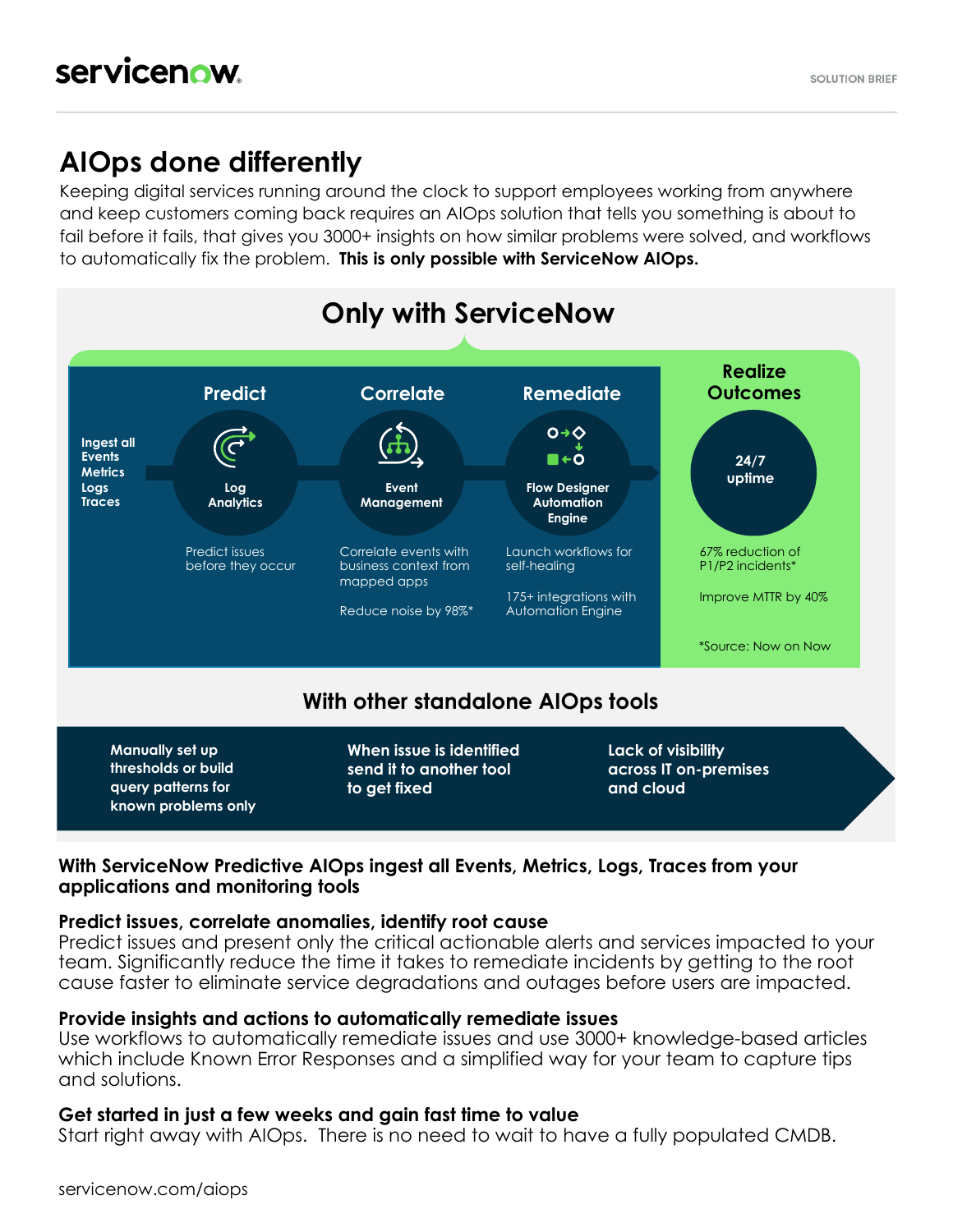servicenow

SOLUTION BRIEF

# AIOps done differently

Keeping digital services running around the clock to support employees working from anywhere and keep customers coming back requires an AIOps solution that tells you something is about to fail before it fails, that gives you 3000+ insights on how similar problems were solved, and workflows to automatically fix the problem. **This is only possible with ServiceNow AIOps.**

## Only with ServiceNow

**Ingest all Events, Metrics, Logs, Traces**

**Predict**

**Log Analytics**

Predict issues before they occur

**Correlate**

**Event Management**

Correlate events with business context from mapped apps

Reduce noise by 98%*

**Remediate**

**Flow Designer Automation Engine**

Launch workflows for self-healing

175+ integrations with Automation Engine

**Realize Outcomes**

**24/7 uptime**

67% reduction of P1/P2 incidents*

Improve MTTR by 40%

*Source: Now on Now

## With other standalone AIOps tools

**Manually set up thresholds or build query patterns for known problems only**

**When issue is identified send it to another tool to get fixed**

**Lack of visibility across IT on-premises and cloud**

**With ServiceNow Predictive AIOps ingest all Events, Metrics, Logs, Traces from your applications and monitoring tools**

**Predict issues, correlate anomalies, identify root cause**

Predict issues and present only the critical actionable alerts and services impacted to your team. Significantly reduce the time it takes to remediate incidents by getting to the root cause faster to eliminate service degradations and outages before users are impacted.

**Provide insights and actions to automatically remediate issues**

Use workflows to automatically remediate issues and use 3000+ knowledge-based articles which include Known Error Responses and a simplified way for your team to capture tips and solutions.

**Get started in just a few weeks and gain fast time to value**

Start right away with AIOps. There is no need to wait to have a fully populated CMDB.

servicenow.com/aiops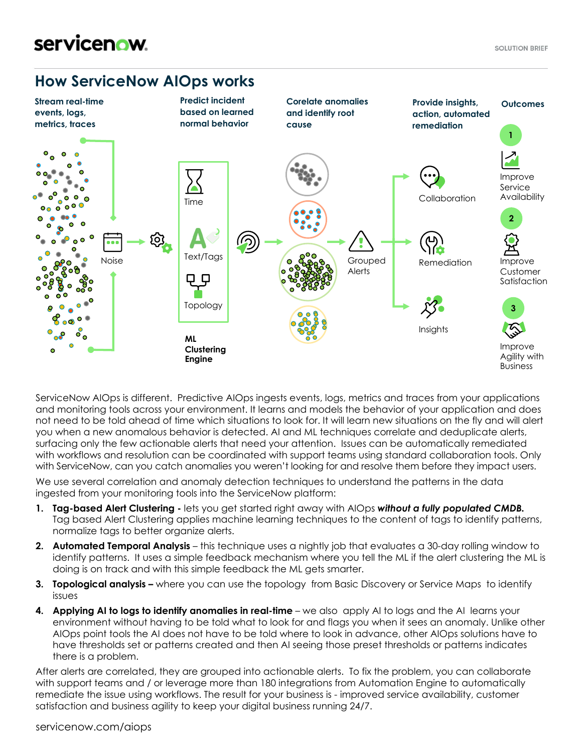## How ServiceNow AIOps works

**Stream real-time events, logs, metrics, traces**

**Predict incident based on learned normal behavior**

**Corelate anomalies and identify root cause**

**Provide insights, action, automated remediation**

**Outcomes**

Noise

Time

Text/Tags

Topology

**ML Clustering Engine**

Grouped Alerts

Collaboration

Remediation

Insights

1. Improve Service Availability
2. Improve Customer Satisfaction
3. Improve Agility with Business

ServiceNow AIOps is different. Predictive AIOps ingests events, logs, metrics and traces from your applications and monitoring tools across your environment. It learns and models the behavior of your application and does not need to be told ahead of time which situations to look for. It will learn new situations on the fly and will alert you when a new anomalous behavior is detected. AI and ML techniques correlate and deduplicate alerts, surfacing only the few actionable alerts that need your attention. Issues can be automatically remediated with workflows and resolution can be coordinated with support teams using standard collaboration tools. Only with ServiceNow, can you catch anomalies you weren't looking for and resolve them before they impact users.

We use several correlation and anomaly detection techniques to understand the patterns in the data ingested from your monitoring tools into the ServiceNow platform:

1. **Tag-based Alert Clustering -** lets you get started right away with AIOps ***without a fully populated CMDB.*** Tag based Alert Clustering applies machine learning techniques to the content of tags to identify patterns, normalize tags to better organize alerts.
2. **Automated Temporal Analysis** – this technique uses a nightly job that evaluates a 30-day rolling window to identify patterns. It uses a simple feedback mechanism where you tell the ML if the alert clustering the ML is doing is on track and with this simple feedback the ML gets smarter.
3. **Topological analysis –** where you can use the topology from Basic Discovery or Service Maps to identify issues
4. **Applying AI to logs to identify anomalies in real-time** – we also apply AI to logs and the AI learns your environment without having to be told what to look for and flags you when it sees an anomaly. Unlike other AIOps point tools the AI does not have to be told where to look in advance, other AIOps solutions have to have thresholds set or patterns created and then AI seeing those preset thresholds or patterns indicates there is a problem.

After alerts are correlated, they are grouped into actionable alerts. To fix the problem, you can collaborate with support teams and / or leverage more than 180 integrations from Automation Engine to automatically remediate the issue using workflows. The result for your business is - improved service availability, customer satisfaction and business agility to keep your digital business running 24/7.

servicenow.com/aiops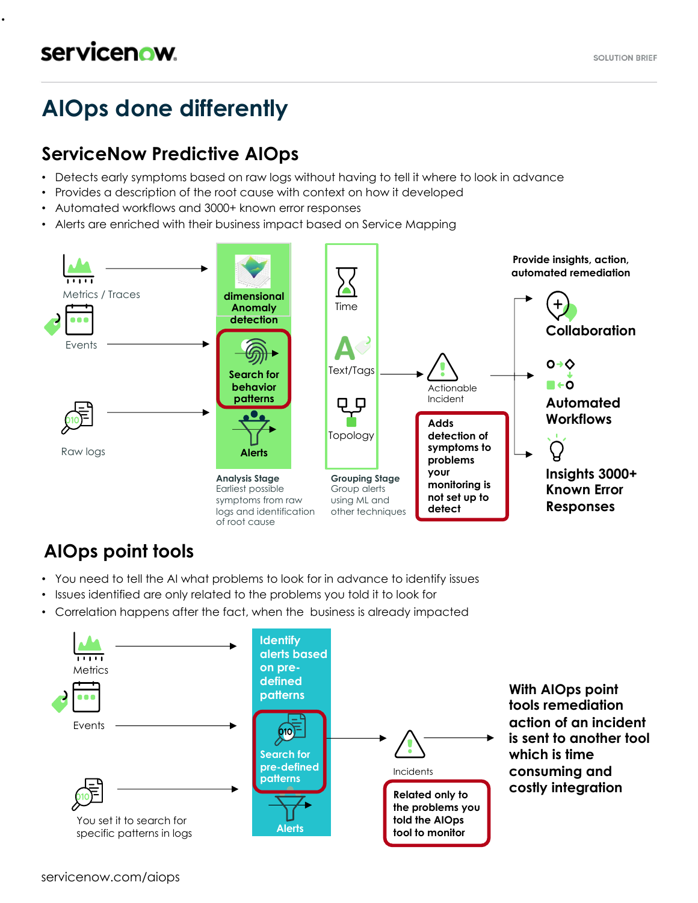# AIOps done differently

## ServiceNow Predictive AIOps

- Detects early symptoms based on raw logs without having to tell it where to look in advance
- Provides a description of the root cause with context on how it developed
- Automated workflows and 3000+ known error responses
- Alerts are enriched with their business impact based on Service Mapping

Metrics / Traces

Events

Raw logs

dimensional Anomaly detection

Search for behavior patterns

Alerts

**Analysis Stage**
Earliest possible symptoms from raw logs and identification of root cause

Time

Text/Tags

Topology

**Grouping Stage**
Group alerts using ML and other techniques

Actionable Incident

**Adds detection of symptoms to problems your monitoring is not set up to detect**

**Provide insights, action, automated remediation**

**Collaboration**

**Automated Workflows**

**Insights 3000+ Known Error Responses**

## AIOps point tools

- You need to tell the AI what problems to look for in advance to identify issues
- Issues identified are only related to the problems you told it to look for
- Correlation happens after the fact, when the business is already impacted

Metrics

Events

You set it to search for specific patterns in logs

Identify alerts based on pre-defined patterns

Search for pre-defined patterns

Alerts

Incidents

**Related only to the problems you told the AIOps tool to monitor**

**With AIOps point tools remediation action of an incident is sent to another tool which is time consuming and costly integration**

servicenow.com/aiops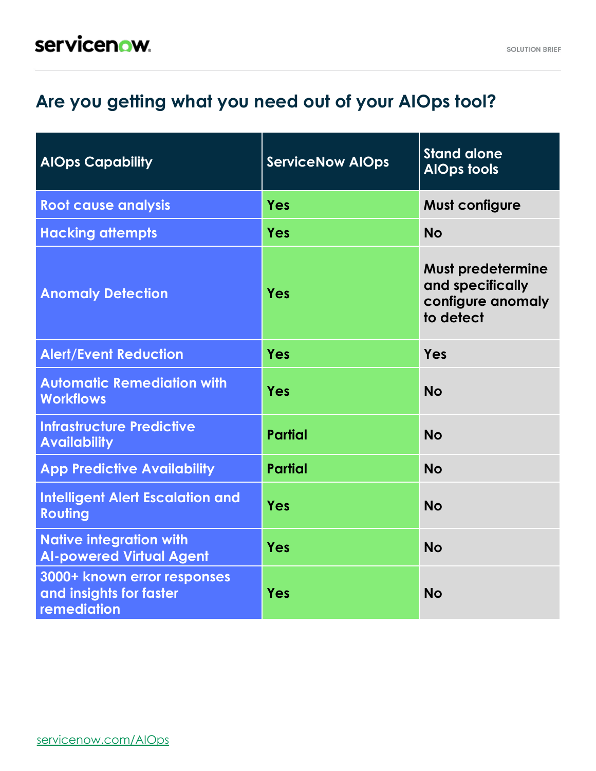## Are you getting what you need out of your AIOps tool?

| AIOps Capability | ServiceNow AIOps | Stand alone AIOps tools |
|---|---|---|
| Root cause analysis | Yes | Must configure |
| Hacking attempts | Yes | No |
| Anomaly Detection | Yes | Must predetermine and specifically configure anomaly to detect |
| Alert/Event Reduction | Yes | Yes |
| Automatic Remediation with Workflows | Yes | No |
| Infrastructure Predictive Availability | Partial | No |
| App Predictive Availability | Partial | No |
| Intelligent Alert Escalation and Routing | Yes | No |
| Native integration with AI-powered Virtual Agent | Yes | No |
| 3000+ known error responses and insights for faster remediation | Yes | No |

servicenow.com/AIOps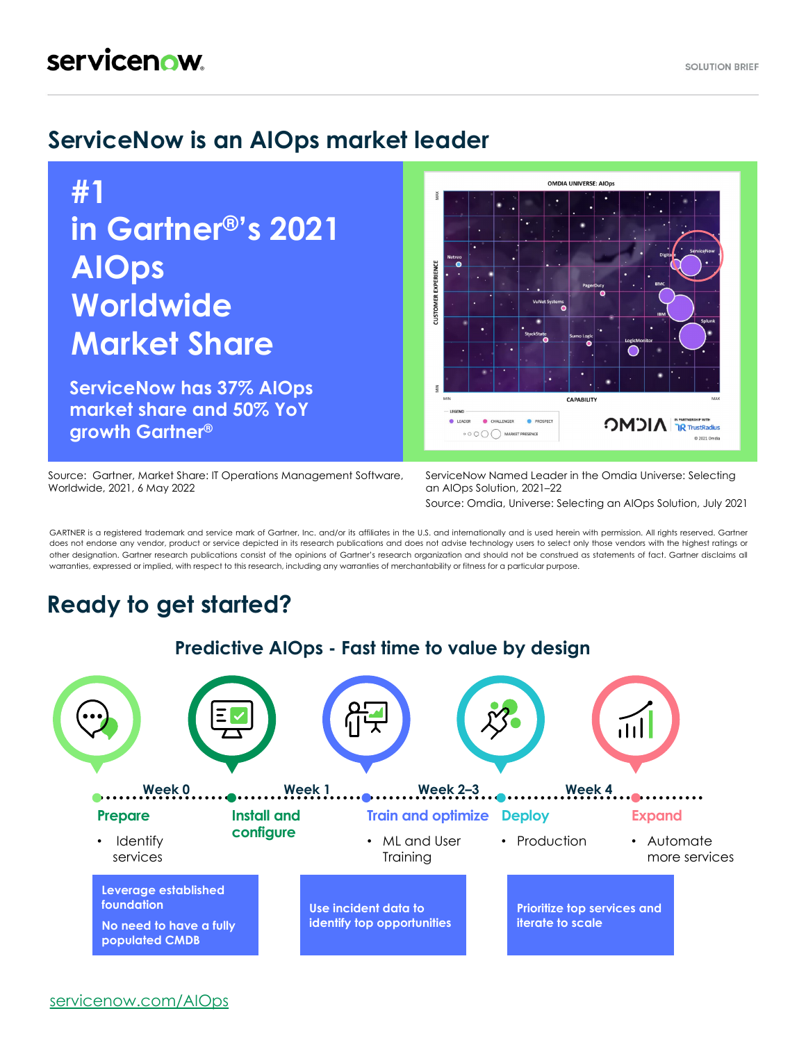SOLUTION BRIEF

## ServiceNow is an AIOps market leader

# #1 in Gartner®'s 2021 AIOps Worldwide Market Share

**ServiceNow has 37% AIOps market share and 50% YoY growth Gartner®**

Source: Gartner, Market Share: IT Operations Management Software, Worldwide, 2021, 6 May 2022

OMDIA UNIVERSE: AIOps

CUSTOMER EXPERIENCE

MAX

MIN

CAPABILITY

MIN

MAX

Netreo

ServiceNow

Digitate

PagerDuty

BMC

VuNet Systems

IBM

Splunk

StackState

Sumo Logic

LogicMonitor

LEGEND

LEADER

CHALLENGER

PROSPECT

MARKET PRESENCE

OMDIA

IN PARTNERSHIP WITH TrustRadius

© 2021 Omdia

ServiceNow Named Leader in the Omdia Universe: Selecting an AIOps Solution, 2021–22

Source: Omdia, Universe: Selecting an AIOps Solution, July 2021

GARTNER is a registered trademark and service mark of Gartner, Inc. and/or its affiliates in the U.S. and internationally and is used herein with permission. All rights reserved. Gartner does not endorse any vendor, product or service depicted in its research publications and does not advise technology users to select only those vendors with the highest ratings or other designation. Gartner research publications consist of the opinions of Gartner's research organization and should not be construed as statements of fact. Gartner disclaims all warranties, expressed or implied, with respect to this research, including any warranties of merchantability or fitness for a particular purpose.

## Ready to get started?

### Predictive AIOps - Fast time to value by design

Week 0

Week 1

Week 2–3

Week 4

**Prepare**
- Identify services

**Install and configure**

**Train and optimize**
- ML and User Training

**Deploy**
- Production

**Expand**
- Automate more services

**Leverage established foundation**

**No need to have a fully populated CMDB**

**Use incident data to identify top opportunities**

**Prioritize top services and iterate to scale**

[servicenow.com/AIOps](servicenow.com/AIOps)